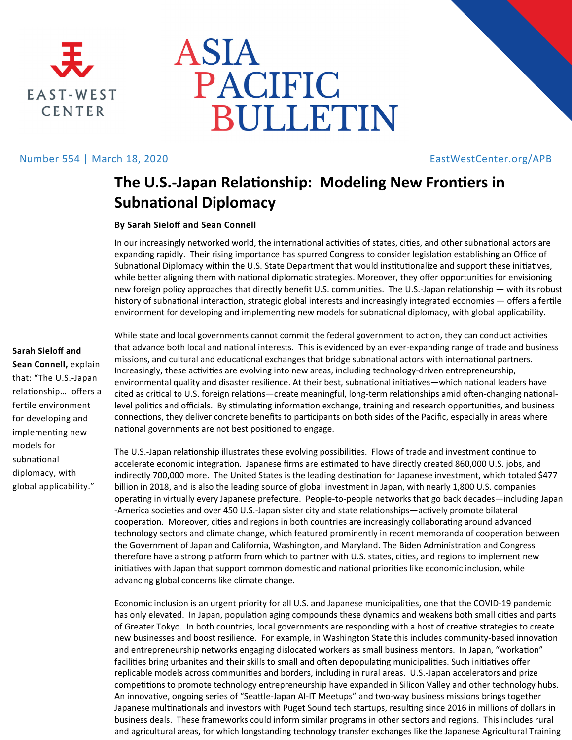EAST-WEST CENTER

# ASIA PACIFIC BULLETIN

Number 554 | March 18, 2020

EastWestCenter.org/APB

## The U.S.-Japan Relationship: Modeling New Frontiers in Subnational Diplomacy

**By Sarah Sieloff and Sean Connell**

In our increasingly networked world, the international activities of states, cities, and other subnational actors are expanding rapidly. Their rising importance has spurred Congress to consider legislation establishing an Office of Subnational Diplomacy within the U.S. State Department that would institutionalize and support these initiatives, while better aligning them with national diplomatic strategies. Moreover, they offer opportunities for envisioning new foreign policy approaches that directly benefit U.S. communities. The U.S.-Japan relationship — with its robust history of subnational interaction, strategic global interests and increasingly integrated economies — offers a fertile environment for developing and implementing new models for subnational diplomacy, with global applicability.

**Sarah Sieloff and Sean Connell,** explain that: "The U.S.-Japan relationship… offers a fertile environment for developing and implementing new models for subnational diplomacy, with global applicability."

While state and local governments cannot commit the federal government to action, they can conduct activities that advance both local and national interests. This is evidenced by an ever-expanding range of trade and business missions, and cultural and educational exchanges that bridge subnational actors with international partners. Increasingly, these activities are evolving into new areas, including technology-driven entrepreneurship, environmental quality and disaster resilience. At their best, subnational initiatives—which national leaders have cited as critical to U.S. foreign relations—create meaningful, long-term relationships amid often-changing national-level politics and officials. By stimulating information exchange, training and research opportunities, and business connections, they deliver concrete benefits to participants on both sides of the Pacific, especially in areas where national governments are not best positioned to engage.

The U.S.-Japan relationship illustrates these evolving possibilities. Flows of trade and investment continue to accelerate economic integration. Japanese firms are estimated to have directly created 860,000 U.S. jobs, and indirectly 700,000 more. The United States is the leading destination for Japanese investment, which totaled $477 billion in 2018, and is also the leading source of global investment in Japan, with nearly 1,800 U.S. companies operating in virtually every Japanese prefecture. People-to-people networks that go back decades—including Japan-America societies and over 450 U.S.-Japan sister city and state relationships—actively promote bilateral cooperation. Moreover, cities and regions in both countries are increasingly collaborating around advanced technology sectors and climate change, which featured prominently in recent memoranda of cooperation between the Government of Japan and California, Washington, and Maryland. The Biden Administration and Congress therefore have a strong platform from which to partner with U.S. states, cities, and regions to implement new initiatives with Japan that support common domestic and national priorities like economic inclusion, while advancing global concerns like climate change.

Economic inclusion is an urgent priority for all U.S. and Japanese municipalities, one that the COVID-19 pandemic has only elevated. In Japan, population aging compounds these dynamics and weakens both small cities and parts of Greater Tokyo. In both countries, local governments are responding with a host of creative strategies to create new businesses and boost resilience. For example, in Washington State this includes community-based innovation and entrepreneurship networks engaging dislocated workers as small business mentors. In Japan, "workation" facilities bring urbanites and their skills to small and often depopulating municipalities. Such initiatives offer replicable models across communities and borders, including in rural areas. U.S.-Japan accelerators and prize competitions to promote technology entrepreneurship have expanded in Silicon Valley and other technology hubs. An innovative, ongoing series of "Seattle-Japan AI-IT Meetups" and two-way business missions brings together Japanese multinationals and investors with Puget Sound tech startups, resulting since 2016 in millions of dollars in business deals. These frameworks could inform similar programs in other sectors and regions. This includes rural and agricultural areas, for which longstanding technology transfer exchanges like the Japanese Agricultural Training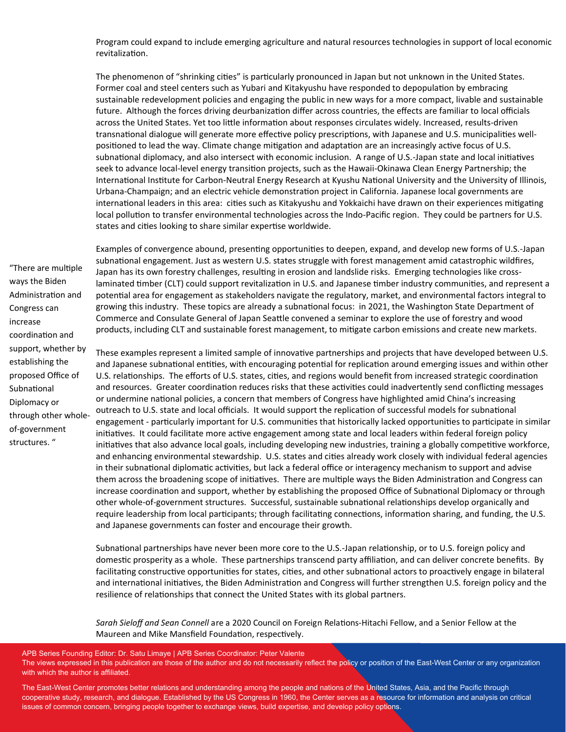Program could expand to include emerging agriculture and natural resources technologies in support of local economic revitalization.

The phenomenon of "shrinking cities" is particularly pronounced in Japan but not unknown in the United States. Former coal and steel centers such as Yubari and Kitakyushu have responded to depopulation by embracing sustainable redevelopment policies and engaging the public in new ways for a more compact, livable and sustainable future. Although the forces driving deurbanization differ across countries, the effects are familiar to local officials across the United States. Yet too little information about responses circulates widely. Increased, results-driven transnational dialogue will generate more effective policy prescriptions, with Japanese and U.S. municipalities well-positioned to lead the way. Climate change mitigation and adaptation are an increasingly active focus of U.S. subnational diplomacy, and also intersect with economic inclusion. A range of U.S.-Japan state and local initiatives seek to advance local-level energy transition projects, such as the Hawaii-Okinawa Clean Energy Partnership; the International Institute for Carbon-Neutral Energy Research at Kyushu National University and the University of Illinois, Urbana-Champaign; and an electric vehicle demonstration project in California. Japanese local governments are international leaders in this area: cities such as Kitakyushu and Yokkaichi have drawn on their experiences mitigating local pollution to transfer environmental technologies across the Indo-Pacific region. They could be partners for U.S. states and cities looking to share similar expertise worldwide.

Examples of convergence abound, presenting opportunities to deepen, expand, and develop new forms of U.S.-Japan subnational engagement. Just as western U.S. states struggle with forest management amid catastrophic wildfires, Japan has its own forestry challenges, resulting in erosion and landslide risks. Emerging technologies like cross-laminated timber (CLT) could support revitalization in U.S. and Japanese timber industry communities, and represent a potential area for engagement as stakeholders navigate the regulatory, market, and environmental factors integral to growing this industry. These topics are already a subnational focus: in 2021, the Washington State Department of Commerce and Consulate General of Japan Seattle convened a seminar to explore the use of forestry and wood products, including CLT and sustainable forest management, to mitigate carbon emissions and create new markets.

> "There are multiple ways the Biden Administration and Congress can increase coordination and support, whether by establishing the proposed Office of Subnational Diplomacy or through other whole-of-government structures. "

These examples represent a limited sample of innovative partnerships and projects that have developed between U.S. and Japanese subnational entities, with encouraging potential for replication around emerging issues and within other U.S. relationships. The efforts of U.S. states, cities, and regions would benefit from increased strategic coordination and resources. Greater coordination reduces risks that these activities could inadvertently send conflicting messages or undermine national policies, a concern that members of Congress have highlighted amid China's increasing outreach to U.S. state and local officials. It would support the replication of successful models for subnational engagement - particularly important for U.S. communities that historically lacked opportunities to participate in similar initiatives. It could facilitate more active engagement among state and local leaders within federal foreign policy initiatives that also advance local goals, including developing new industries, training a globally competitive workforce, and enhancing environmental stewardship. U.S. states and cities already work closely with individual federal agencies in their subnational diplomatic activities, but lack a federal office or interagency mechanism to support and advise them across the broadening scope of initiatives. There are multiple ways the Biden Administration and Congress can increase coordination and support, whether by establishing the proposed Office of Subnational Diplomacy or through other whole-of-government structures. Successful, sustainable subnational relationships develop organically and require leadership from local participants; through facilitating connections, information sharing, and funding, the U.S. and Japanese governments can foster and encourage their growth.

Subnational partnerships have never been more core to the U.S.-Japan relationship, or to U.S. foreign policy and domestic prosperity as a whole. These partnerships transcend party affiliation, and can deliver concrete benefits. By facilitating constructive opportunities for states, cities, and other subnational actors to proactively engage in bilateral and international initiatives, the Biden Administration and Congress will further strengthen U.S. foreign policy and the resilience of relationships that connect the United States with its global partners.

*Sarah Sieloff and Sean Connell* are a 2020 Council on Foreign Relations-Hitachi Fellow, and a Senior Fellow at the Maureen and Mike Mansfield Foundation, respectively.

APB Series Founding Editor: Dr. Satu Limaye | APB Series Coordinator: Peter Valente

The views expressed in this publication are those of the author and do not necessarily reflect the policy or position of the East-West Center or any organization with which the author is affiliated.

The East-West Center promotes better relations and understanding among the people and nations of the United States, Asia, and the Pacific through cooperative study, research, and dialogue. Established by the US Congress in 1960, the Center serves as a resource for information and analysis on critical issues of common concern, bringing people together to exchange views, build expertise, and develop policy options.